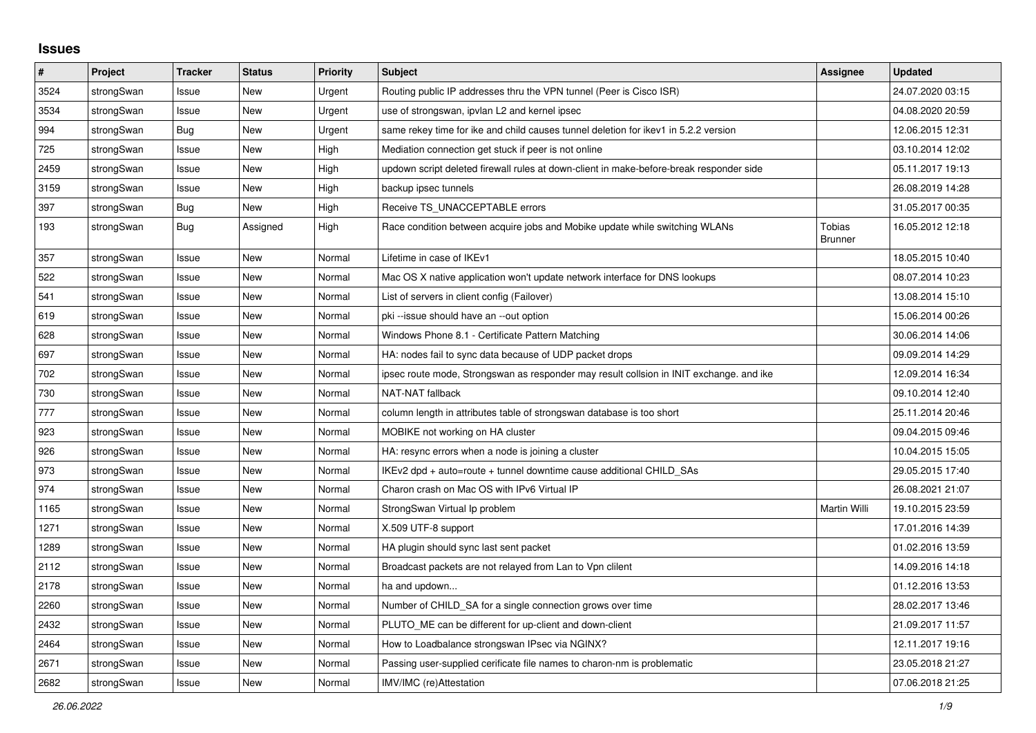# Issues

| # | Project | Tracker | Status | Priority | Subject | Assignee | Updated |
|---|---|---|---|---|---|---|---|
| 3524 | strongSwan | Issue | New | Urgent | Routing public IP addresses thru the VPN tunnel (Peer is Cisco ISR) | | 24.07.2020 03:15 |
| 3534 | strongSwan | Issue | New | Urgent | use of strongswan, ipvlan L2 and kernel ipsec | | 04.08.2020 20:59 |
| 994 | strongSwan | Bug | New | Urgent | same rekey time for ike and child causes tunnel deletion for ikev1 in 5.2.2 version | | 12.06.2015 12:31 |
| 725 | strongSwan | Issue | New | High | Mediation connection get stuck if peer is not online | | 03.10.2014 12:02 |
| 2459 | strongSwan | Issue | New | High | updown script deleted firewall rules at down-client in make-before-break responder side | | 05.11.2017 19:13 |
| 3159 | strongSwan | Issue | New | High | backup ipsec tunnels | | 26.08.2019 14:28 |
| 397 | strongSwan | Bug | New | High | Receive TS_UNACCEPTABLE errors | | 31.05.2017 00:35 |
| 193 | strongSwan | Bug | Assigned | High | Race condition between acquire jobs and Mobike update while switching WLANs | Tobias Brunner | 16.05.2012 12:18 |
| 357 | strongSwan | Issue | New | Normal | Lifetime in case of IKEv1 | | 18.05.2015 10:40 |
| 522 | strongSwan | Issue | New | Normal | Mac OS X native application won't update network interface for DNS lookups | | 08.07.2014 10:23 |
| 541 | strongSwan | Issue | New | Normal | List of servers in client config (Failover) | | 13.08.2014 15:10 |
| 619 | strongSwan | Issue | New | Normal | pki --issue should have an --out option | | 15.06.2014 00:26 |
| 628 | strongSwan | Issue | New | Normal | Windows Phone 8.1 - Certificate Pattern Matching | | 30.06.2014 14:06 |
| 697 | strongSwan | Issue | New | Normal | HA: nodes fail to sync data because of UDP packet drops | | 09.09.2014 14:29 |
| 702 | strongSwan | Issue | New | Normal | ipsec route mode, Strongswan as responder may result collsion in INIT exchange. and ike | | 12.09.2014 16:34 |
| 730 | strongSwan | Issue | New | Normal | NAT-NAT fallback | | 09.10.2014 12:40 |
| 777 | strongSwan | Issue | New | Normal | column length in attributes table of strongswan database is too short | | 25.11.2014 20:46 |
| 923 | strongSwan | Issue | New | Normal | MOBIKE not working on HA cluster | | 09.04.2015 09:46 |
| 926 | strongSwan | Issue | New | Normal | HA: resync errors when a node is joining a cluster | | 10.04.2015 15:05 |
| 973 | strongSwan | Issue | New | Normal | IKEv2 dpd + auto=route + tunnel downtime cause additional CHILD_SAs | | 29.05.2015 17:40 |
| 974 | strongSwan | Issue | New | Normal | Charon crash on Mac OS with IPv6 Virtual IP | | 26.08.2021 21:07 |
| 1165 | strongSwan | Issue | New | Normal | StrongSwan Virtual Ip problem | Martin Willi | 19.10.2015 23:59 |
| 1271 | strongSwan | Issue | New | Normal | X.509 UTF-8 support | | 17.01.2016 14:39 |
| 1289 | strongSwan | Issue | New | Normal | HA plugin should sync last sent packet | | 01.02.2016 13:59 |
| 2112 | strongSwan | Issue | New | Normal | Broadcast packets are not relayed from Lan to Vpn clilent | | 14.09.2016 14:18 |
| 2178 | strongSwan | Issue | New | Normal | ha and updown... | | 01.12.2016 13:53 |
| 2260 | strongSwan | Issue | New | Normal | Number of CHILD_SA for a single connection grows over time | | 28.02.2017 13:46 |
| 2432 | strongSwan | Issue | New | Normal | PLUTO_ME can be different for up-client and down-client | | 21.09.2017 11:57 |
| 2464 | strongSwan | Issue | New | Normal | How to Loadbalance strongswan IPsec via NGINX? | | 12.11.2017 19:16 |
| 2671 | strongSwan | Issue | New | Normal | Passing user-supplied cerificate file names to charon-nm is problematic | | 23.05.2018 21:27 |
| 2682 | strongSwan | Issue | New | Normal | IMV/IMC (re)Attestation | | 07.06.2018 21:25 |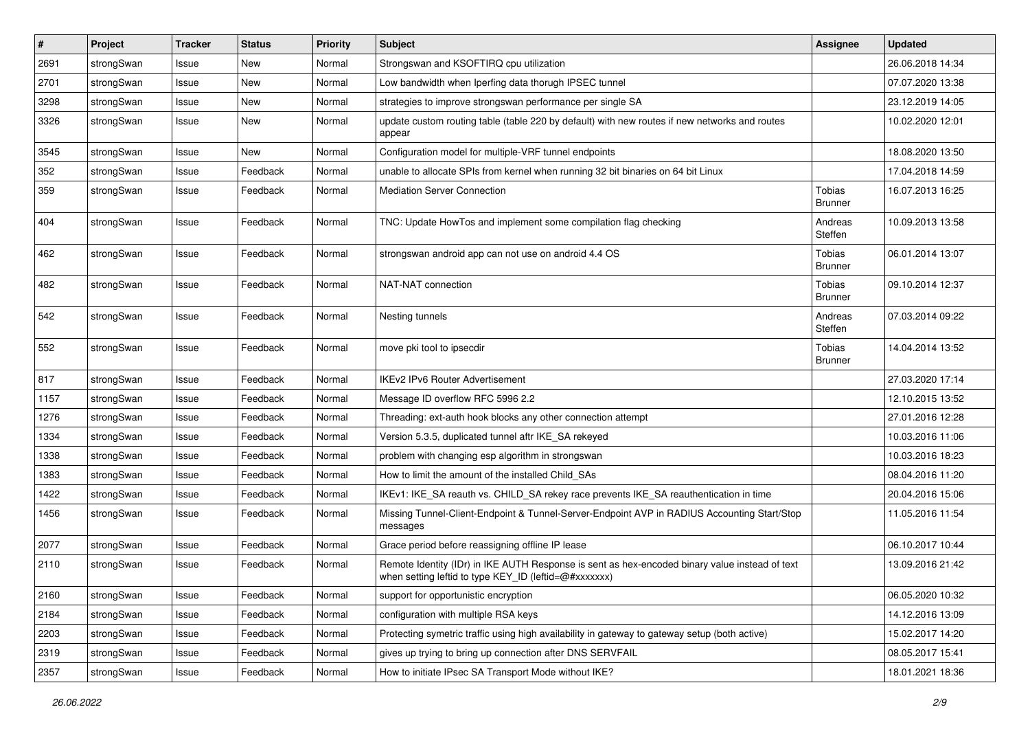| # | Project | Tracker | Status | Priority | Subject | Assignee | Updated |
|---|---|---|---|---|---|---|---|
| 2691 | strongSwan | Issue | New | Normal | Strongswan and KSOFTIRQ cpu utilization | | 26.06.2018 14:34 |
| 2701 | strongSwan | Issue | New | Normal | Low bandwidth when Iperfing data thorugh IPSEC tunnel | | 07.07.2020 13:38 |
| 3298 | strongSwan | Issue | New | Normal | strategies to improve strongswan performance per single SA | | 23.12.2019 14:05 |
| 3326 | strongSwan | Issue | New | Normal | update custom routing table (table 220 by default) with new routes if new networks and routes appear | | 10.02.2020 12:01 |
| 3545 | strongSwan | Issue | New | Normal | Configuration model for multiple-VRF tunnel endpoints | | 18.08.2020 13:50 |
| 352 | strongSwan | Issue | Feedback | Normal | unable to allocate SPIs from kernel when running 32 bit binaries on 64 bit Linux | | 17.04.2018 14:59 |
| 359 | strongSwan | Issue | Feedback | Normal | Mediation Server Connection | Tobias Brunner | 16.07.2013 16:25 |
| 404 | strongSwan | Issue | Feedback | Normal | TNC: Update HowTos and implement some compilation flag checking | Andreas Steffen | 10.09.2013 13:58 |
| 462 | strongSwan | Issue | Feedback | Normal | strongswan android app can not use on android 4.4 OS | Tobias Brunner | 06.01.2014 13:07 |
| 482 | strongSwan | Issue | Feedback | Normal | NAT-NAT connection | Tobias Brunner | 09.10.2014 12:37 |
| 542 | strongSwan | Issue | Feedback | Normal | Nesting tunnels | Andreas Steffen | 07.03.2014 09:22 |
| 552 | strongSwan | Issue | Feedback | Normal | move pki tool to ipsecdir | Tobias Brunner | 14.04.2014 13:52 |
| 817 | strongSwan | Issue | Feedback | Normal | IKEv2 IPv6 Router Advertisement | | 27.03.2020 17:14 |
| 1157 | strongSwan | Issue | Feedback | Normal | Message ID overflow RFC 5996 2.2 | | 12.10.2015 13:52 |
| 1276 | strongSwan | Issue | Feedback | Normal | Threading: ext-auth hook blocks any other connection attempt | | 27.01.2016 12:28 |
| 1334 | strongSwan | Issue | Feedback | Normal | Version 5.3.5, duplicated tunnel aftr IKE_SA rekeyed | | 10.03.2016 11:06 |
| 1338 | strongSwan | Issue | Feedback | Normal | problem with changing esp algorithm in strongswan | | 10.03.2016 18:23 |
| 1383 | strongSwan | Issue | Feedback | Normal | How to limit the amount of the installed Child_SAs | | 08.04.2016 11:20 |
| 1422 | strongSwan | Issue | Feedback | Normal | IKEv1: IKE_SA reauth vs. CHILD_SA rekey race prevents IKE_SA reauthentication in time | | 20.04.2016 15:06 |
| 1456 | strongSwan | Issue | Feedback | Normal | Missing Tunnel-Client-Endpoint & Tunnel-Server-Endpoint AVP in RADIUS Accounting Start/Stop messages | | 11.05.2016 11:54 |
| 2077 | strongSwan | Issue | Feedback | Normal | Grace period before reassigning offline IP lease | | 06.10.2017 10:44 |
| 2110 | strongSwan | Issue | Feedback | Normal | Remote Identity (IDr) in IKE AUTH Response is sent as hex-encoded binary value instead of text when setting leftid to type KEY_ID (leftid=@#xxxxxxx) | | 13.09.2016 21:42 |
| 2160 | strongSwan | Issue | Feedback | Normal | support for opportunistic encryption | | 06.05.2020 10:32 |
| 2184 | strongSwan | Issue | Feedback | Normal | configuration with multiple RSA keys | | 14.12.2016 13:09 |
| 2203 | strongSwan | Issue | Feedback | Normal | Protecting symetric traffic using high availability in gateway to gateway setup (both active) | | 15.02.2017 14:20 |
| 2319 | strongSwan | Issue | Feedback | Normal | gives up trying to bring up connection after DNS SERVFAIL | | 08.05.2017 15:41 |
| 2357 | strongSwan | Issue | Feedback | Normal | How to initiate IPsec SA Transport Mode without IKE? | | 18.01.2021 18:36 |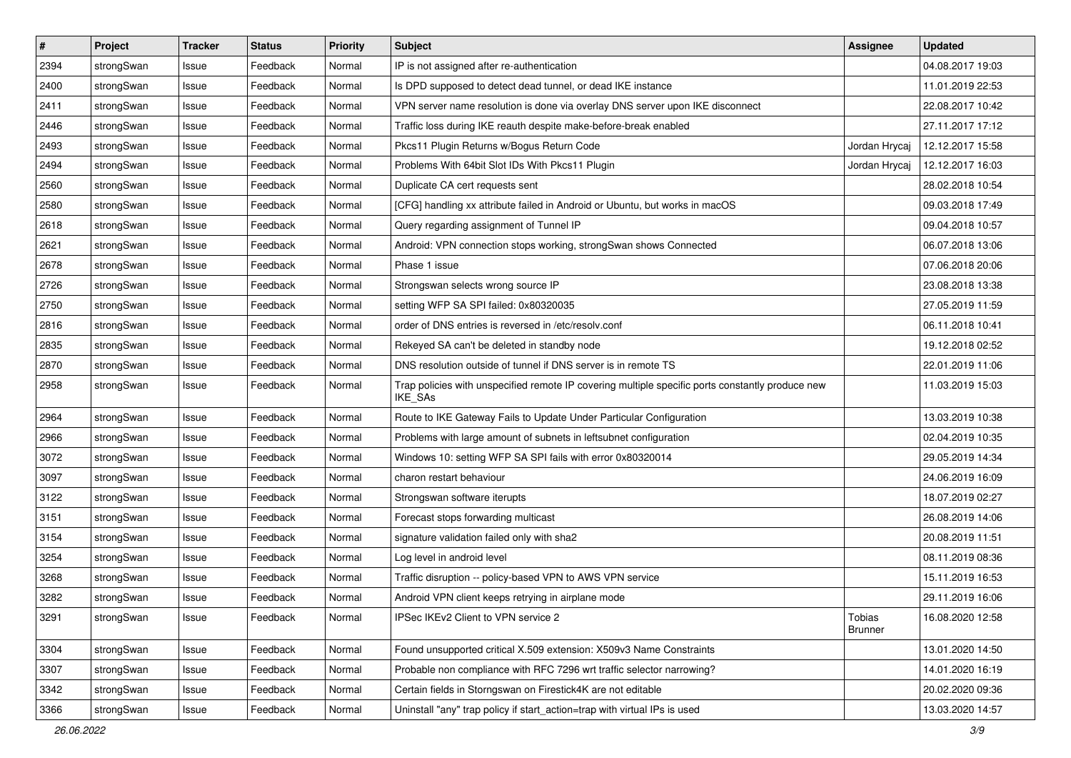| # | Project | Tracker | Status | Priority | Subject | Assignee | Updated |
|---|---|---|---|---|---|---|---|
| 2394 | strongSwan | Issue | Feedback | Normal | IP is not assigned after re-authentication | | 04.08.2017 19:03 |
| 2400 | strongSwan | Issue | Feedback | Normal | Is DPD supposed to detect dead tunnel, or dead IKE instance | | 11.01.2019 22:53 |
| 2411 | strongSwan | Issue | Feedback | Normal | VPN server name resolution is done via overlay DNS server upon IKE disconnect | | 22.08.2017 10:42 |
| 2446 | strongSwan | Issue | Feedback | Normal | Traffic loss during IKE reauth despite make-before-break enabled | | 27.11.2017 17:12 |
| 2493 | strongSwan | Issue | Feedback | Normal | Pkcs11 Plugin Returns w/Bogus Return Code | Jordan Hrycaj | 12.12.2017 15:58 |
| 2494 | strongSwan | Issue | Feedback | Normal | Problems With 64bit Slot IDs With Pkcs11 Plugin | Jordan Hrycaj | 12.12.2017 16:03 |
| 2560 | strongSwan | Issue | Feedback | Normal | Duplicate CA cert requests sent | | 28.02.2018 10:54 |
| 2580 | strongSwan | Issue | Feedback | Normal | [CFG] handling xx attribute failed in Android or Ubuntu, but works in macOS | | 09.03.2018 17:49 |
| 2618 | strongSwan | Issue | Feedback | Normal | Query regarding assignment of Tunnel IP | | 09.04.2018 10:57 |
| 2621 | strongSwan | Issue | Feedback | Normal | Android: VPN connection stops working, strongSwan shows Connected | | 06.07.2018 13:06 |
| 2678 | strongSwan | Issue | Feedback | Normal | Phase 1 issue | | 07.06.2018 20:06 |
| 2726 | strongSwan | Issue | Feedback | Normal | Strongswan selects wrong source IP | | 23.08.2018 13:38 |
| 2750 | strongSwan | Issue | Feedback | Normal | setting WFP SA SPI failed: 0x80320035 | | 27.05.2019 11:59 |
| 2816 | strongSwan | Issue | Feedback | Normal | order of DNS entries is reversed in /etc/resolv.conf | | 06.11.2018 10:41 |
| 2835 | strongSwan | Issue | Feedback | Normal | Rekeyed SA can't be deleted in standby node | | 19.12.2018 02:52 |
| 2870 | strongSwan | Issue | Feedback | Normal | DNS resolution outside of tunnel if DNS server is in remote TS | | 22.01.2019 11:06 |
| 2958 | strongSwan | Issue | Feedback | Normal | Trap policies with unspecified remote IP covering multiple specific ports constantly produce new IKE_SAs | | 11.03.2019 15:03 |
| 2964 | strongSwan | Issue | Feedback | Normal | Route to IKE Gateway Fails to Update Under Particular Configuration | | 13.03.2019 10:38 |
| 2966 | strongSwan | Issue | Feedback | Normal | Problems with large amount of subnets in leftsubnet configuration | | 02.04.2019 10:35 |
| 3072 | strongSwan | Issue | Feedback | Normal | Windows 10: setting WFP SA SPI fails with error 0x80320014 | | 29.05.2019 14:34 |
| 3097 | strongSwan | Issue | Feedback | Normal | charon restart behaviour | | 24.06.2019 16:09 |
| 3122 | strongSwan | Issue | Feedback | Normal | Strongswan software iterupts | | 18.07.2019 02:27 |
| 3151 | strongSwan | Issue | Feedback | Normal | Forecast stops forwarding multicast | | 26.08.2019 14:06 |
| 3154 | strongSwan | Issue | Feedback | Normal | signature validation failed only with sha2 | | 20.08.2019 11:51 |
| 3254 | strongSwan | Issue | Feedback | Normal | Log level in android level | | 08.11.2019 08:36 |
| 3268 | strongSwan | Issue | Feedback | Normal | Traffic disruption -- policy-based VPN to AWS VPN service | | 15.11.2019 16:53 |
| 3282 | strongSwan | Issue | Feedback | Normal | Android VPN client keeps retrying in airplane mode | | 29.11.2019 16:06 |
| 3291 | strongSwan | Issue | Feedback | Normal | IPSec IKEv2 Client to VPN service 2 | Tobias Brunner | 16.08.2020 12:58 |
| 3304 | strongSwan | Issue | Feedback | Normal | Found unsupported critical X.509 extension: X509v3 Name Constraints | | 13.01.2020 14:50 |
| 3307 | strongSwan | Issue | Feedback | Normal | Probable non compliance with RFC 7296 wrt traffic selector narrowing? | | 14.01.2020 16:19 |
| 3342 | strongSwan | Issue | Feedback | Normal | Certain fields in Storngswan on Firestick4K are not editable | | 20.02.2020 09:36 |
| 3366 | strongSwan | Issue | Feedback | Normal | Uninstall "any" trap policy if start_action=trap with virtual IPs is used | | 13.03.2020 14:57 |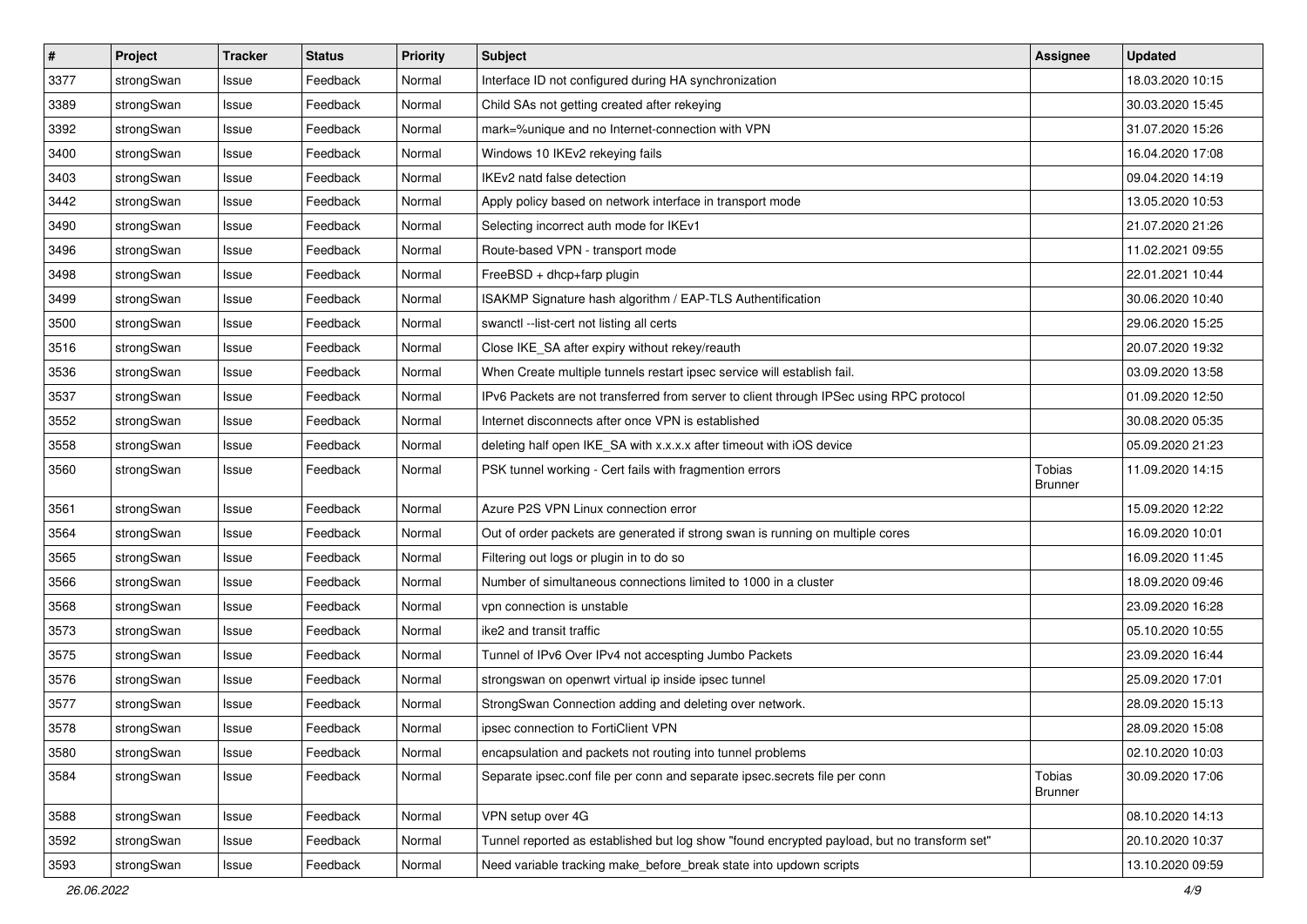| # | Project | Tracker | Status | Priority | Subject | Assignee | Updated |
|---|---|---|---|---|---|---|---|
| 3377 | strongSwan | Issue | Feedback | Normal | Interface ID not configured during HA synchronization | | 18.03.2020 10:15 |
| 3389 | strongSwan | Issue | Feedback | Normal | Child SAs not getting created after rekeying | | 30.03.2020 15:45 |
| 3392 | strongSwan | Issue | Feedback | Normal | mark=%unique and no Internet-connection with VPN | | 31.07.2020 15:26 |
| 3400 | strongSwan | Issue | Feedback | Normal | Windows 10 IKEv2 rekeying fails | | 16.04.2020 17:08 |
| 3403 | strongSwan | Issue | Feedback | Normal | IKEv2 natd false detection | | 09.04.2020 14:19 |
| 3442 | strongSwan | Issue | Feedback | Normal | Apply policy based on network interface in transport mode | | 13.05.2020 10:53 |
| 3490 | strongSwan | Issue | Feedback | Normal | Selecting incorrect auth mode for IKEv1 | | 21.07.2020 21:26 |
| 3496 | strongSwan | Issue | Feedback | Normal | Route-based VPN - transport mode | | 11.02.2021 09:55 |
| 3498 | strongSwan | Issue | Feedback | Normal | FreeBSD + dhcp+farp plugin | | 22.01.2021 10:44 |
| 3499 | strongSwan | Issue | Feedback | Normal | ISAKMP Signature hash algorithm / EAP-TLS Authentification | | 30.06.2020 10:40 |
| 3500 | strongSwan | Issue | Feedback | Normal | swanctl --list-cert not listing all certs | | 29.06.2020 15:25 |
| 3516 | strongSwan | Issue | Feedback | Normal | Close IKE_SA after expiry without rekey/reauth | | 20.07.2020 19:32 |
| 3536 | strongSwan | Issue | Feedback | Normal | When Create multiple tunnels restart ipsec service will establish fail. | | 03.09.2020 13:58 |
| 3537 | strongSwan | Issue | Feedback | Normal | IPv6 Packets are not transferred from server to client through IPSec using RPC protocol | | 01.09.2020 12:50 |
| 3552 | strongSwan | Issue | Feedback | Normal | Internet disconnects after once VPN is established | | 30.08.2020 05:35 |
| 3558 | strongSwan | Issue | Feedback | Normal | deleting half open IKE_SA with x.x.x.x after timeout with iOS device | | 05.09.2020 21:23 |
| 3560 | strongSwan | Issue | Feedback | Normal | PSK tunnel working - Cert fails with fragmention errors | Tobias Brunner | 11.09.2020 14:15 |
| 3561 | strongSwan | Issue | Feedback | Normal | Azure P2S VPN Linux connection error | | 15.09.2020 12:22 |
| 3564 | strongSwan | Issue | Feedback | Normal | Out of order packets are generated if strong swan is running on multiple cores | | 16.09.2020 10:01 |
| 3565 | strongSwan | Issue | Feedback | Normal | Filtering out logs or plugin in to do so | | 16.09.2020 11:45 |
| 3566 | strongSwan | Issue | Feedback | Normal | Number of simultaneous connections limited to 1000 in a cluster | | 18.09.2020 09:46 |
| 3568 | strongSwan | Issue | Feedback | Normal | vpn connection is unstable | | 23.09.2020 16:28 |
| 3573 | strongSwan | Issue | Feedback | Normal | ike2 and transit traffic | | 05.10.2020 10:55 |
| 3575 | strongSwan | Issue | Feedback | Normal | Tunnel of IPv6 Over IPv4 not accespting Jumbo Packets | | 23.09.2020 16:44 |
| 3576 | strongSwan | Issue | Feedback | Normal | strongswan on openwrt virtual ip inside ipsec tunnel | | 25.09.2020 17:01 |
| 3577 | strongSwan | Issue | Feedback | Normal | StrongSwan Connection adding and deleting over network. | | 28.09.2020 15:13 |
| 3578 | strongSwan | Issue | Feedback | Normal | ipsec connection to FortiClient VPN | | 28.09.2020 15:08 |
| 3580 | strongSwan | Issue | Feedback | Normal | encapsulation and packets not routing into tunnel problems | | 02.10.2020 10:03 |
| 3584 | strongSwan | Issue | Feedback | Normal | Separate ipsec.conf file per conn and separate ipsec.secrets file per conn | Tobias Brunner | 30.09.2020 17:06 |
| 3588 | strongSwan | Issue | Feedback | Normal | VPN setup over 4G | | 08.10.2020 14:13 |
| 3592 | strongSwan | Issue | Feedback | Normal | Tunnel reported as established but log show "found encrypted payload, but no transform set" | | 20.10.2020 10:37 |
| 3593 | strongSwan | Issue | Feedback | Normal | Need variable tracking make_before_break state into updown scripts | | 13.10.2020 09:59 |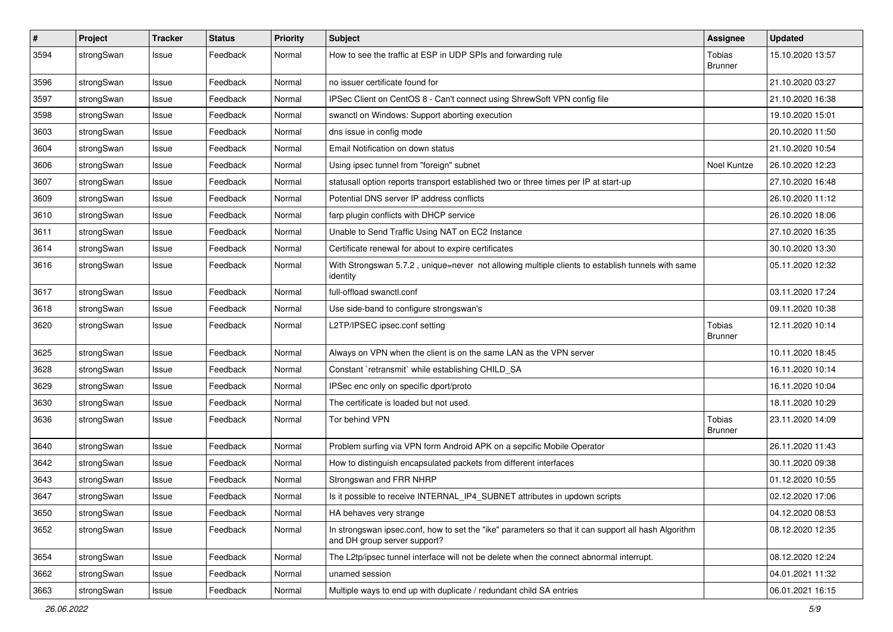| # | Project | Tracker | Status | Priority | Subject | Assignee | Updated |
| --- | --- | --- | --- | --- | --- | --- | --- |
| 3594 | strongSwan | Issue | Feedback | Normal | How to see the traffic at ESP in UDP SPIs and forwarding rule | Tobias Brunner | 15.10.2020 13:57 |
| 3596 | strongSwan | Issue | Feedback | Normal | no issuer certificate found for |  | 21.10.2020 03:27 |
| 3597 | strongSwan | Issue | Feedback | Normal | IPSec Client on CentOS 8 - Can't connect using ShrewSoft VPN config file |  | 21.10.2020 16:38 |
| 3598 | strongSwan | Issue | Feedback | Normal | swanctl on Windows: Support aborting execution |  | 19.10.2020 15:01 |
| 3603 | strongSwan | Issue | Feedback | Normal | dns issue in config mode |  | 20.10.2020 11:50 |
| 3604 | strongSwan | Issue | Feedback | Normal | Email Notification on down status |  | 21.10.2020 10:54 |
| 3606 | strongSwan | Issue | Feedback | Normal | Using ipsec tunnel from "foreign" subnet | Noel Kuntze | 26.10.2020 12:23 |
| 3607 | strongSwan | Issue | Feedback | Normal | statusall option reports transport established two or three times per IP at start-up |  | 27.10.2020 16:48 |
| 3609 | strongSwan | Issue | Feedback | Normal | Potential DNS server IP address conflicts |  | 26.10.2020 11:12 |
| 3610 | strongSwan | Issue | Feedback | Normal | farp plugin conflicts with DHCP service |  | 26.10.2020 18:06 |
| 3611 | strongSwan | Issue | Feedback | Normal | Unable to Send Traffic Using NAT on EC2 Instance |  | 27.10.2020 16:35 |
| 3614 | strongSwan | Issue | Feedback | Normal | Certificate renewal for about to expire certificates |  | 30.10.2020 13:30 |
| 3616 | strongSwan | Issue | Feedback | Normal | With Strongswan 5.7.2 , unique=never not allowing multiple clients to establish tunnels with same identity |  | 05.11.2020 12:32 |
| 3617 | strongSwan | Issue | Feedback | Normal | full-offload swanctl.conf |  | 03.11.2020 17:24 |
| 3618 | strongSwan | Issue | Feedback | Normal | Use side-band to configure strongswan's |  | 09.11.2020 10:38 |
| 3620 | strongSwan | Issue | Feedback | Normal | L2TP/IPSEC ipsec.conf setting | Tobias Brunner | 12.11.2020 10:14 |
| 3625 | strongSwan | Issue | Feedback | Normal | Always on VPN when the client is on the same LAN as the VPN server |  | 10.11.2020 18:45 |
| 3628 | strongSwan | Issue | Feedback | Normal | Constant `retransmit` while establishing CHILD_SA |  | 16.11.2020 10:14 |
| 3629 | strongSwan | Issue | Feedback | Normal | IPSec enc only on specific dport/proto |  | 16.11.2020 10:04 |
| 3630 | strongSwan | Issue | Feedback | Normal | The certificate is loaded but not used. |  | 18.11.2020 10:29 |
| 3636 | strongSwan | Issue | Feedback | Normal | Tor behind VPN | Tobias Brunner | 23.11.2020 14:09 |
| 3640 | strongSwan | Issue | Feedback | Normal | Problem surfing via VPN form Android APK on a sepcific Mobile Operator |  | 26.11.2020 11:43 |
| 3642 | strongSwan | Issue | Feedback | Normal | How to distinguish encapsulated packets from different interfaces |  | 30.11.2020 09:38 |
| 3643 | strongSwan | Issue | Feedback | Normal | Strongswan and FRR NHRP |  | 01.12.2020 10:55 |
| 3647 | strongSwan | Issue | Feedback | Normal | Is it possible to receive INTERNAL_IP4_SUBNET attributes in updown scripts |  | 02.12.2020 17:06 |
| 3650 | strongSwan | Issue | Feedback | Normal | HA behaves very strange |  | 04.12.2020 08:53 |
| 3652 | strongSwan | Issue | Feedback | Normal | In strongswan ipsec.conf, how to set the "ike" parameters so that it can support all hash Algorithm and DH group server support? |  | 08.12.2020 12:35 |
| 3654 | strongSwan | Issue | Feedback | Normal | The L2tp/ipsec tunnel interface will not be delete when the connect abnormal interrupt. |  | 08.12.2020 12:24 |
| 3662 | strongSwan | Issue | Feedback | Normal | unamed session |  | 04.01.2021 11:32 |
| 3663 | strongSwan | Issue | Feedback | Normal | Multiple ways to end up with duplicate / redundant child SA entries |  | 06.01.2021 16:15 |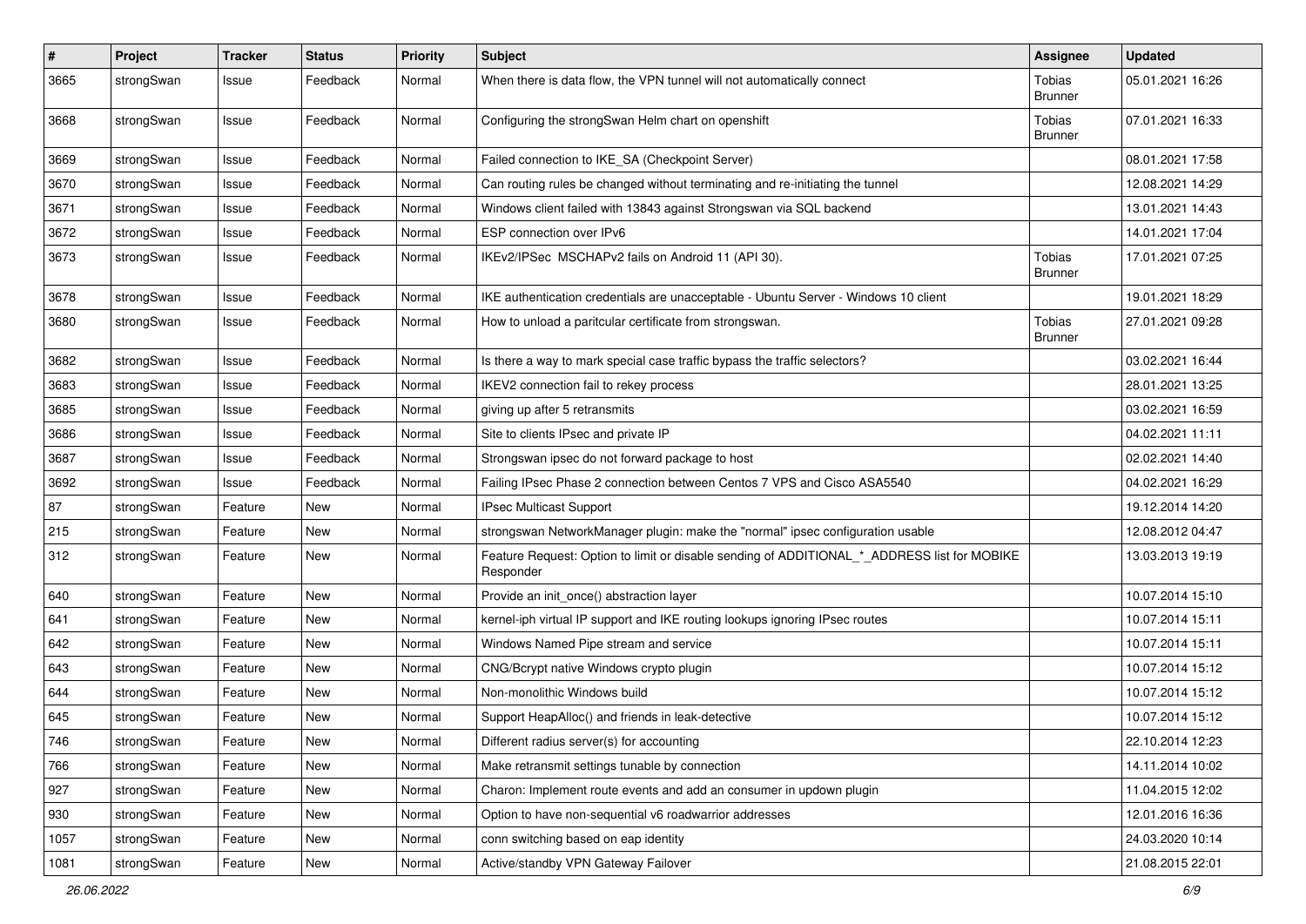| # | Project | Tracker | Status | Priority | Subject | Assignee | Updated |
|---|---|---|---|---|---|---|---|
| 3665 | strongSwan | Issue | Feedback | Normal | When there is data flow, the VPN tunnel will not automatically connect | Tobias Brunner | 05.01.2021 16:26 |
| 3668 | strongSwan | Issue | Feedback | Normal | Configuring the strongSwan Helm chart on openshift | Tobias Brunner | 07.01.2021 16:33 |
| 3669 | strongSwan | Issue | Feedback | Normal | Failed connection to IKE_SA (Checkpoint Server) | | 08.01.2021 17:58 |
| 3670 | strongSwan | Issue | Feedback | Normal | Can routing rules be changed without terminating and re-initiating the tunnel | | 12.08.2021 14:29 |
| 3671 | strongSwan | Issue | Feedback | Normal | Windows client failed with 13843 against Strongswan via SQL backend | | 13.01.2021 14:43 |
| 3672 | strongSwan | Issue | Feedback | Normal | ESP connection over IPv6 | | 14.01.2021 17:04 |
| 3673 | strongSwan | Issue | Feedback | Normal | IKEv2/IPSec MSCHAPv2 fails on Android 11 (API 30). | Tobias Brunner | 17.01.2021 07:25 |
| 3678 | strongSwan | Issue | Feedback | Normal | IKE authentication credentials are unacceptable - Ubuntu Server - Windows 10 client | | 19.01.2021 18:29 |
| 3680 | strongSwan | Issue | Feedback | Normal | How to unload a paritcular certificate from strongswan. | Tobias Brunner | 27.01.2021 09:28 |
| 3682 | strongSwan | Issue | Feedback | Normal | Is there a way to mark special case traffic bypass the traffic selectors? | | 03.02.2021 16:44 |
| 3683 | strongSwan | Issue | Feedback | Normal | IKEV2 connection fail to rekey process | | 28.01.2021 13:25 |
| 3685 | strongSwan | Issue | Feedback | Normal | giving up after 5 retransmits | | 03.02.2021 16:59 |
| 3686 | strongSwan | Issue | Feedback | Normal | Site to clients IPsec and private IP | | 04.02.2021 11:11 |
| 3687 | strongSwan | Issue | Feedback | Normal | Strongswan ipsec do not forward package to host | | 02.02.2021 14:40 |
| 3692 | strongSwan | Issue | Feedback | Normal | Failing IPsec Phase 2 connection between Centos 7 VPS and Cisco ASA5540 | | 04.02.2021 16:29 |
| 87 | strongSwan | Feature | New | Normal | IPsec Multicast Support | | 19.12.2014 14:20 |
| 215 | strongSwan | Feature | New | Normal | strongswan NetworkManager plugin: make the "normal" ipsec configuration usable | | 12.08.2012 04:47 |
| 312 | strongSwan | Feature | New | Normal | Feature Request: Option to limit or disable sending of ADDITIONAL_*_ADDRESS list for MOBIKE Responder | | 13.03.2013 19:19 |
| 640 | strongSwan | Feature | New | Normal | Provide an init_once() abstraction layer | | 10.07.2014 15:10 |
| 641 | strongSwan | Feature | New | Normal | kernel-iph virtual IP support and IKE routing lookups ignoring IPsec routes | | 10.07.2014 15:11 |
| 642 | strongSwan | Feature | New | Normal | Windows Named Pipe stream and service | | 10.07.2014 15:11 |
| 643 | strongSwan | Feature | New | Normal | CNG/Bcrypt native Windows crypto plugin | | 10.07.2014 15:12 |
| 644 | strongSwan | Feature | New | Normal | Non-monolithic Windows build | | 10.07.2014 15:12 |
| 645 | strongSwan | Feature | New | Normal | Support HeapAlloc() and friends in leak-detective | | 10.07.2014 15:12 |
| 746 | strongSwan | Feature | New | Normal | Different radius server(s) for accounting | | 22.10.2014 12:23 |
| 766 | strongSwan | Feature | New | Normal | Make retransmit settings tunable by connection | | 14.11.2014 10:02 |
| 927 | strongSwan | Feature | New | Normal | Charon: Implement route events and add an consumer in updown plugin | | 11.04.2015 12:02 |
| 930 | strongSwan | Feature | New | Normal | Option to have non-sequential v6 roadwarrior addresses | | 12.01.2016 16:36 |
| 1057 | strongSwan | Feature | New | Normal | conn switching based on eap identity | | 24.03.2020 10:14 |
| 1081 | strongSwan | Feature | New | Normal | Active/standby VPN Gateway Failover | | 21.08.2015 22:01 |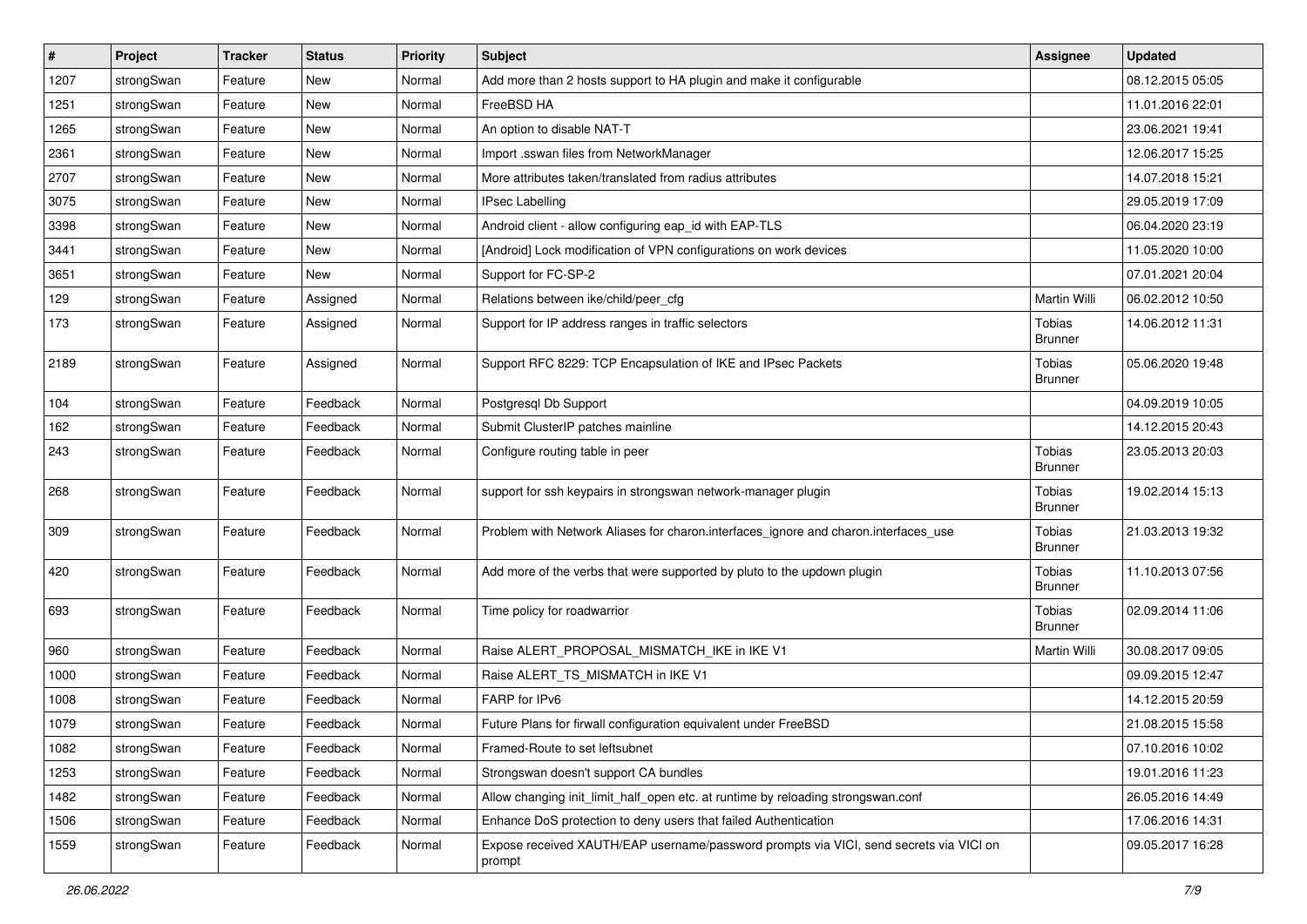| # | Project | Tracker | Status | Priority | Subject | Assignee | Updated |
|---|---|---|---|---|---|---|---|
| 1207 | strongSwan | Feature | New | Normal | Add more than 2 hosts support to HA plugin and make it configurable | | 08.12.2015 05:05 |
| 1251 | strongSwan | Feature | New | Normal | FreeBSD HA | | 11.01.2016 22:01 |
| 1265 | strongSwan | Feature | New | Normal | An option to disable NAT-T | | 23.06.2021 19:41 |
| 2361 | strongSwan | Feature | New | Normal | Import .sswan files from NetworkManager | | 12.06.2017 15:25 |
| 2707 | strongSwan | Feature | New | Normal | More attributes taken/translated from radius attributes | | 14.07.2018 15:21 |
| 3075 | strongSwan | Feature | New | Normal | IPsec Labelling | | 29.05.2019 17:09 |
| 3398 | strongSwan | Feature | New | Normal | Android client - allow configuring eap_id with EAP-TLS | | 06.04.2020 23:19 |
| 3441 | strongSwan | Feature | New | Normal | [Android] Lock modification of VPN configurations on work devices | | 11.05.2020 10:00 |
| 3651 | strongSwan | Feature | New | Normal | Support for FC-SP-2 | | 07.01.2021 20:04 |
| 129 | strongSwan | Feature | Assigned | Normal | Relations between ike/child/peer_cfg | Martin Willi | 06.02.2012 10:50 |
| 173 | strongSwan | Feature | Assigned | Normal | Support for IP address ranges in traffic selectors | Tobias Brunner | 14.06.2012 11:31 |
| 2189 | strongSwan | Feature | Assigned | Normal | Support RFC 8229: TCP Encapsulation of IKE and IPsec Packets | Tobias Brunner | 05.06.2020 19:48 |
| 104 | strongSwan | Feature | Feedback | Normal | Postgresql Db Support | | 04.09.2019 10:05 |
| 162 | strongSwan | Feature | Feedback | Normal | Submit ClusterIP patches mainline | | 14.12.2015 20:43 |
| 243 | strongSwan | Feature | Feedback | Normal | Configure routing table in peer | Tobias Brunner | 23.05.2013 20:03 |
| 268 | strongSwan | Feature | Feedback | Normal | support for ssh keypairs in strongswan network-manager plugin | Tobias Brunner | 19.02.2014 15:13 |
| 309 | strongSwan | Feature | Feedback | Normal | Problem with Network Aliases for charon.interfaces_ignore and charon.interfaces_use | Tobias Brunner | 21.03.2013 19:32 |
| 420 | strongSwan | Feature | Feedback | Normal | Add more of the verbs that were supported by pluto to the updown plugin | Tobias Brunner | 11.10.2013 07:56 |
| 693 | strongSwan | Feature | Feedback | Normal | Time policy for roadwarrior | Tobias Brunner | 02.09.2014 11:06 |
| 960 | strongSwan | Feature | Feedback | Normal | Raise ALERT_PROPOSAL_MISMATCH_IKE in IKE V1 | Martin Willi | 30.08.2017 09:05 |
| 1000 | strongSwan | Feature | Feedback | Normal | Raise ALERT_TS_MISMATCH in IKE V1 | | 09.09.2015 12:47 |
| 1008 | strongSwan | Feature | Feedback | Normal | FARP for IPv6 | | 14.12.2015 20:59 |
| 1079 | strongSwan | Feature | Feedback | Normal | Future Plans for firwall configuration equivalent under FreeBSD | | 21.08.2015 15:58 |
| 1082 | strongSwan | Feature | Feedback | Normal | Framed-Route to set leftsubnet | | 07.10.2016 10:02 |
| 1253 | strongSwan | Feature | Feedback | Normal | Strongswan doesn't support CA bundles | | 19.01.2016 11:23 |
| 1482 | strongSwan | Feature | Feedback | Normal | Allow changing init_limit_half_open etc. at runtime by reloading strongswan.conf | | 26.05.2016 14:49 |
| 1506 | strongSwan | Feature | Feedback | Normal | Enhance DoS protection to deny users that failed Authentication | | 17.06.2016 14:31 |
| 1559 | strongSwan | Feature | Feedback | Normal | Expose received XAUTH/EAP username/password prompts via VICI, send secrets via VICI on prompt | | 09.05.2017 16:28 |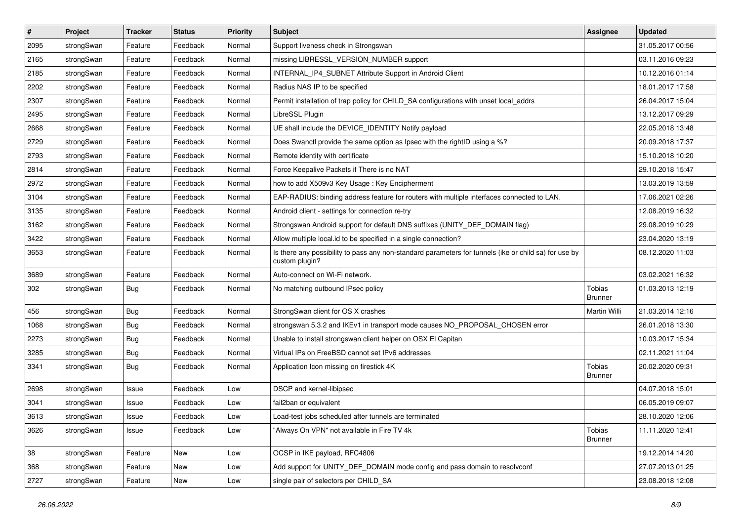| # | Project | Tracker | Status | Priority | Subject | Assignee | Updated |
|---|---|---|---|---|---|---|---|
| 2095 | strongSwan | Feature | Feedback | Normal | Support liveness check in Strongswan | | 31.05.2017 00:56 |
| 2165 | strongSwan | Feature | Feedback | Normal | missing LIBRESSL_VERSION_NUMBER support | | 03.11.2016 09:23 |
| 2185 | strongSwan | Feature | Feedback | Normal | INTERNAL_IP4_SUBNET Attribute Support in Android Client | | 10.12.2016 01:14 |
| 2202 | strongSwan | Feature | Feedback | Normal | Radius NAS IP to be specified | | 18.01.2017 17:58 |
| 2307 | strongSwan | Feature | Feedback | Normal | Permit installation of trap policy for CHILD_SA configurations with unset local_addrs | | 26.04.2017 15:04 |
| 2495 | strongSwan | Feature | Feedback | Normal | LibreSSL Plugin | | 13.12.2017 09:29 |
| 2668 | strongSwan | Feature | Feedback | Normal | UE shall include the DEVICE_IDENTITY Notify payload | | 22.05.2018 13:48 |
| 2729 | strongSwan | Feature | Feedback | Normal | Does Swanctl provide the same option as Ipsec with the rightID using a %? | | 20.09.2018 17:37 |
| 2793 | strongSwan | Feature | Feedback | Normal | Remote identity with certificate | | 15.10.2018 10:20 |
| 2814 | strongSwan | Feature | Feedback | Normal | Force Keepalive Packets if There is no NAT | | 29.10.2018 15:47 |
| 2972 | strongSwan | Feature | Feedback | Normal | how to add X509v3 Key Usage : Key Encipherment | | 13.03.2019 13:59 |
| 3104 | strongSwan | Feature | Feedback | Normal | EAP-RADIUS: binding address feature for routers with multiple interfaces connected to LAN. | | 17.06.2021 02:26 |
| 3135 | strongSwan | Feature | Feedback | Normal | Android client - settings for connection re-try | | 12.08.2019 16:32 |
| 3162 | strongSwan | Feature | Feedback | Normal | Strongswan Android support for default DNS suffixes (UNITY_DEF_DOMAIN flag) | | 29.08.2019 10:29 |
| 3422 | strongSwan | Feature | Feedback | Normal | Allow multiple local.id to be specified in a single connection? | | 23.04.2020 13:19 |
| 3653 | strongSwan | Feature | Feedback | Normal | Is there any possibility to pass any non-standard parameters for tunnels (ike or child sa) for use by custom plugin? | | 08.12.2020 11:03 |
| 3689 | strongSwan | Feature | Feedback | Normal | Auto-connect on Wi-Fi network. | | 03.02.2021 16:32 |
| 302 | strongSwan | Bug | Feedback | Normal | No matching outbound IPsec policy | Tobias Brunner | 01.03.2013 12:19 |
| 456 | strongSwan | Bug | Feedback | Normal | StrongSwan client for OS X crashes | Martin Willi | 21.03.2014 12:16 |
| 1068 | strongSwan | Bug | Feedback | Normal | strongswan 5.3.2 and IKEv1 in transport mode causes NO_PROPOSAL_CHOSEN error | | 26.01.2018 13:30 |
| 2273 | strongSwan | Bug | Feedback | Normal | Unable to install strongswan client helper on OSX El Capitan | | 10.03.2017 15:34 |
| 3285 | strongSwan | Bug | Feedback | Normal | Virtual IPs on FreeBSD cannot set IPv6 addresses | | 02.11.2021 11:04 |
| 3341 | strongSwan | Bug | Feedback | Normal | Application Icon missing on firestick 4K | Tobias Brunner | 20.02.2020 09:31 |
| 2698 | strongSwan | Issue | Feedback | Low | DSCP and kernel-libipsec | | 04.07.2018 15:01 |
| 3041 | strongSwan | Issue | Feedback | Low | fail2ban or equivalent | | 06.05.2019 09:07 |
| 3613 | strongSwan | Issue | Feedback | Low | Load-test jobs scheduled after tunnels are terminated | | 28.10.2020 12:06 |
| 3626 | strongSwan | Issue | Feedback | Low | "Always On VPN" not available in Fire TV 4k | Tobias Brunner | 11.11.2020 12:41 |
| 38 | strongSwan | Feature | New | Low | OCSP in IKE payload, RFC4806 | | 19.12.2014 14:20 |
| 368 | strongSwan | Feature | New | Low | Add support for UNITY_DEF_DOMAIN mode config and pass domain to resolvconf | | 27.07.2013 01:25 |
| 2727 | strongSwan | Feature | New | Low | single pair of selectors per CHILD_SA | | 23.08.2018 12:08 |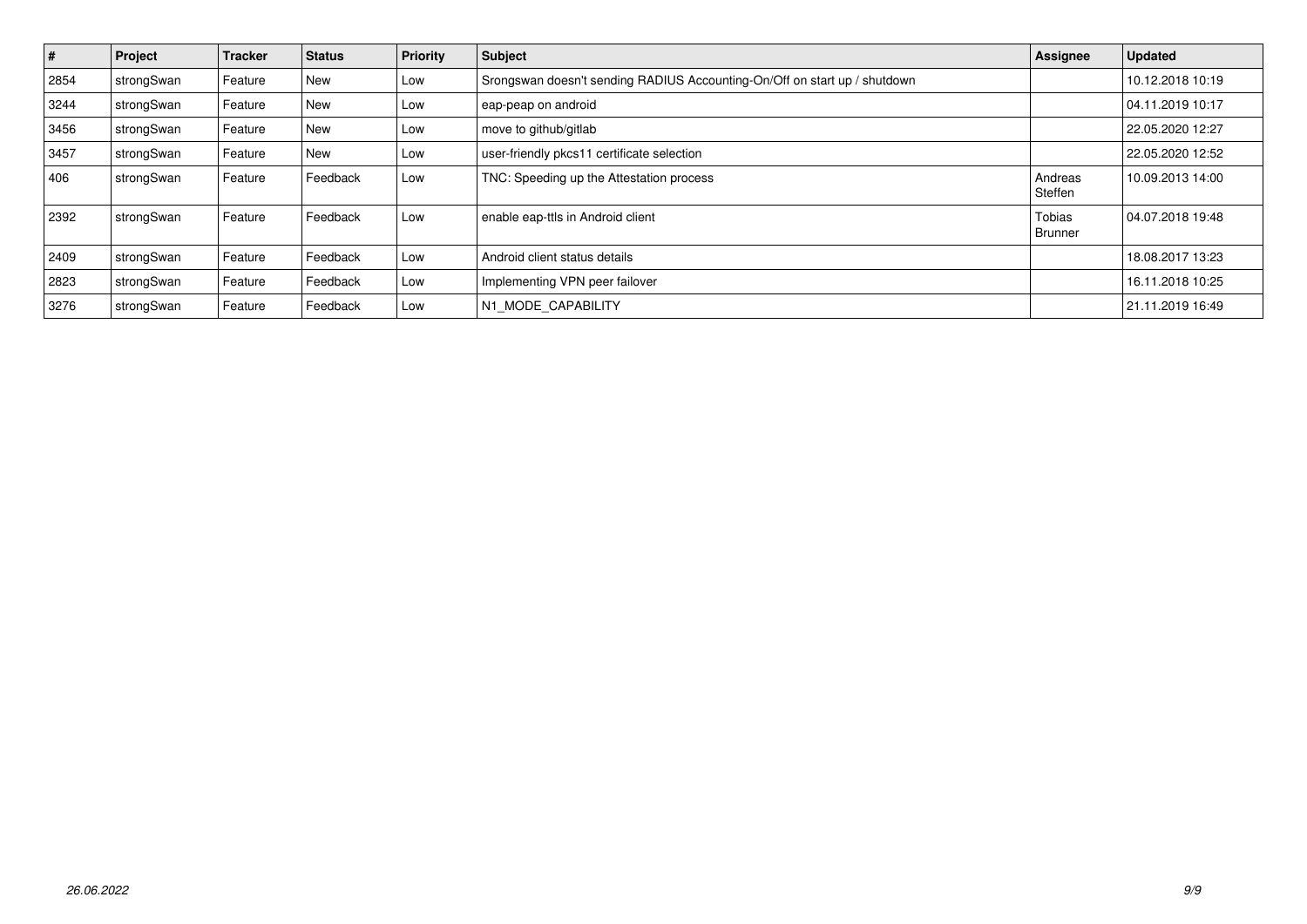| # | Project | Tracker | Status | Priority | Subject | Assignee | Updated |
|---|---|---|---|---|---|---|---|
| 2854 | strongSwan | Feature | New | Low | Srongswan doesn't sending RADIUS Accounting-On/Off on start up / shutdown | | 10.12.2018 10:19 |
| 3244 | strongSwan | Feature | New | Low | eap-peap on android | | 04.11.2019 10:17 |
| 3456 | strongSwan | Feature | New | Low | move to github/gitlab | | 22.05.2020 12:27 |
| 3457 | strongSwan | Feature | New | Low | user-friendly pkcs11 certificate selection | | 22.05.2020 12:52 |
| 406 | strongSwan | Feature | Feedback | Low | TNC: Speeding up the Attestation process | Andreas Steffen | 10.09.2013 14:00 |
| 2392 | strongSwan | Feature | Feedback | Low | enable eap-ttls in Android client | Tobias Brunner | 04.07.2018 19:48 |
| 2409 | strongSwan | Feature | Feedback | Low | Android client status details | | 18.08.2017 13:23 |
| 2823 | strongSwan | Feature | Feedback | Low | Implementing VPN peer failover | | 16.11.2018 10:25 |
| 3276 | strongSwan | Feature | Feedback | Low | N1_MODE_CAPABILITY | | 21.11.2019 16:49 |